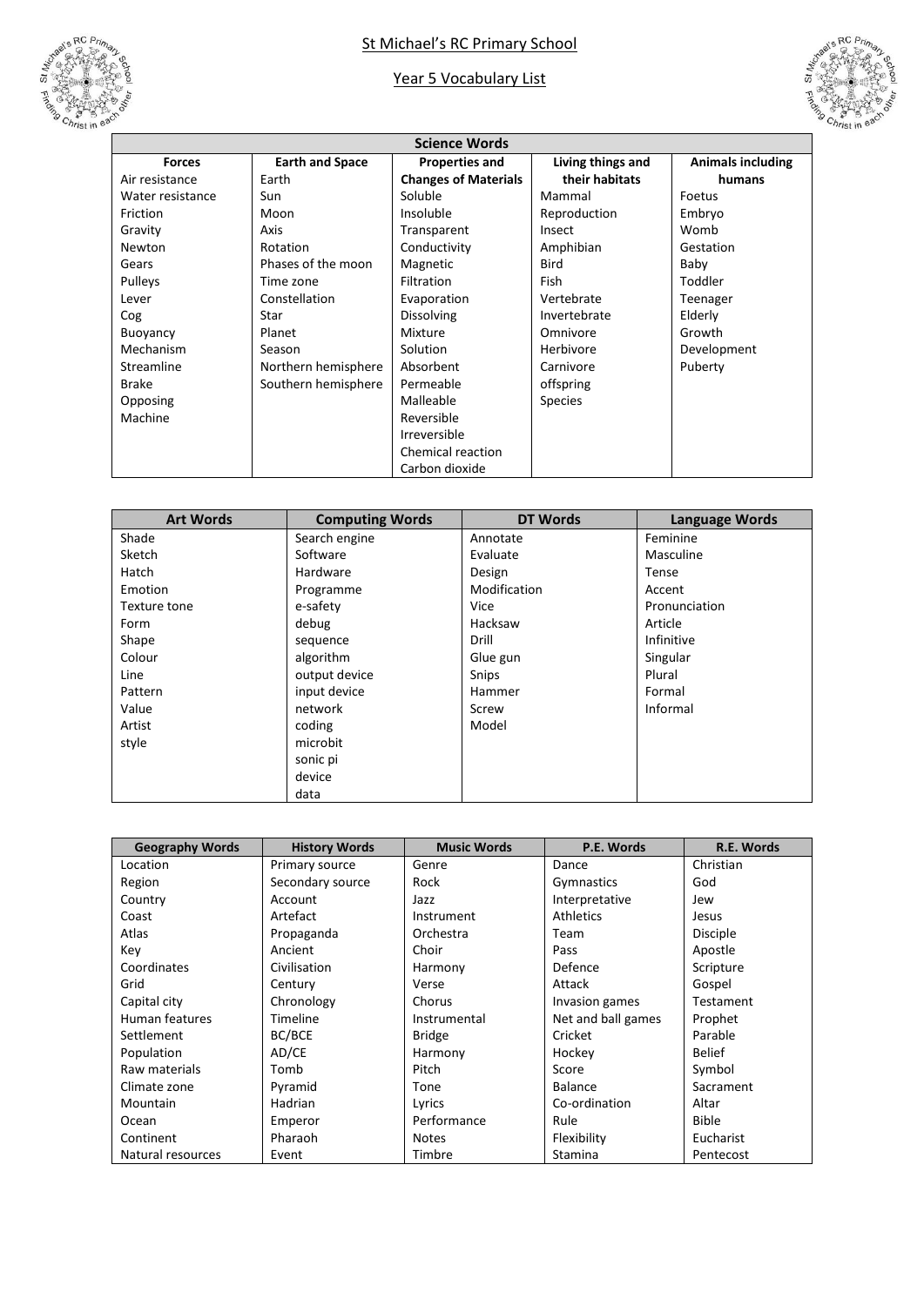# St Michael's RC Primary School

## Year 5 Vocabulary List

| Science Words | | | | |
|---|---|---|---|---|
| **Forces** | **Earth and Space** | **Properties and Changes of Materials** | **Living things and their habitats** | **Animals including humans** |
| Air resistance | Earth | Soluble | Mammal | Foetus |
| Water resistance | Sun | Insoluble | Reproduction | Embryo |
| Friction | Moon | Transparent | Insect | Womb |
| Gravity | Axis | Conductivity | Amphibian | Gestation |
| Newton | Rotation | Magnetic | Bird | Baby |
| Gears | Phases of the moon | Filtration | Fish | Toddler |
| Pulleys | Time zone | Evaporation | Vertebrate | Teenager |
| Lever | Constellation | Dissolving | Invertebrate | Elderly |
| Cog | Star | Mixture | Omnivore | Growth |
| Buoyancy | Planet | Solution | Herbivore | Development |
| Mechanism | Season | Absorbent | Carnivore | Puberty |
| Streamline | Northern hemisphere | Permeable | offspring | |
| Brake | Southern hemisphere | Malleable | Species | |
| Opposing | | Reversible | | |
| Machine | | Irreversible | | |
| | | Chemical reaction | | |
| | | Carbon dioxide | | |

| Art Words | Computing Words | DT Words | Language Words |
|---|---|---|---|
| Shade | Search engine | Annotate | Feminine |
| Sketch | Software | Evaluate | Masculine |
| Hatch | Hardware | Design | Tense |
| Emotion | Programme | Modification | Accent |
| Texture tone | e-safety | Vice | Pronunciation |
| Form | debug | Hacksaw | Article |
| Shape | sequence | Drill | Infinitive |
| Colour | algorithm | Glue gun | Singular |
| Line | output device | Snips | Plural |
| Pattern | input device | Hammer | Formal |
| Value | network | Screw | Informal |
| Artist | coding | Model | |
| style | microbit | | |
| | sonic pi | | |
| | device | | |
| | data | | |

| Geography Words | History Words | Music Words | P.E. Words | R.E. Words |
|---|---|---|---|---|
| Location | Primary source | Genre | Dance | Christian |
| Region | Secondary source | Rock | Gymnastics | God |
| Country | Account | Jazz | Interpretative | Jew |
| Coast | Artefact | Instrument | Athletics | Jesus |
| Atlas | Propaganda | Orchestra | Team | Disciple |
| Key | Ancient | Choir | Pass | Apostle |
| Coordinates | Civilisation | Harmony | Defence | Scripture |
| Grid | Century | Verse | Attack | Gospel |
| Capital city | Chronology | Chorus | Invasion games | Testament |
| Human features | Timeline | Instrumental | Net and ball games | Prophet |
| Settlement | BC/BCE | Bridge | Cricket | Parable |
| Population | AD/CE | Harmony | Hockey | Belief |
| Raw materials | Tomb | Pitch | Score | Symbol |
| Climate zone | Pyramid | Tone | Balance | Sacrament |
| Mountain | Hadrian | Lyrics | Co-ordination | Altar |
| Ocean | Emperor | Performance | Rule | Bible |
| Continent | Pharaoh | Notes | Flexibility | Eucharist |
| Natural resources | Event | Timbre | Stamina | Pentecost |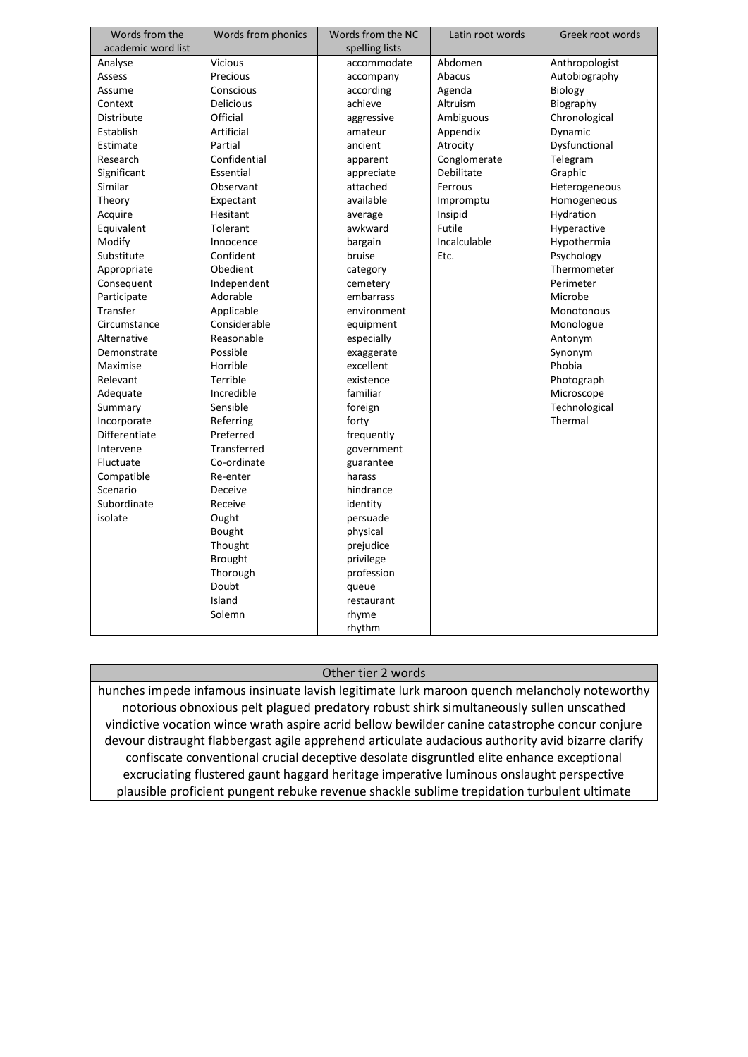| Words from the academic word list | Words from phonics | Words from the NC spelling lists | Latin root words | Greek root words |
|---|---|---|---|---|
| Analyse | Vicious | accommodate | Abdomen | Anthropologist |
| Assess | Precious | accompany | Abacus | Autobiography |
| Assume | Conscious | according | Agenda | Biology |
| Context | Delicious | achieve | Altruism | Biography |
| Distribute | Official | aggressive | Ambiguous | Chronological |
| Establish | Artificial | amateur | Appendix | Dynamic |
| Estimate | Partial | ancient | Atrocity | Dysfunctional |
| Research | Confidential | apparent | Conglomerate | Telegram |
| Significant | Essential | appreciate | Debilitate | Graphic |
| Similar | Observant | attached | Ferrous | Heterogeneous |
| Theory | Expectant | available | Impromptu | Homogeneous |
| Acquire | Hesitant | average | Insipid | Hydration |
| Equivalent | Tolerant | awkward | Futile | Hyperactive |
| Modify | Innocence | bargain | Incalculable | Hypothermia |
| Substitute | Confident | bruise | Etc. | Psychology |
| Appropriate | Obedient | category | | Thermometer |
| Consequent | Independent | cemetery | | Perimeter |
| Participate | Adorable | embarrass | | Microbe |
| Transfer | Applicable | environment | | Monotonous |
| Circumstance | Considerable | equipment | | Monologue |
| Alternative | Reasonable | especially | | Antonym |
| Demonstrate | Possible | exaggerate | | Synonym |
| Maximise | Horrible | excellent | | Phobia |
| Relevant | Terrible | existence | | Photograph |
| Adequate | Incredible | familiar | | Microscope |
| Summary | Sensible | foreign | | Technological |
| Incorporate | Referring | forty | | Thermal |
| Differentiate | Preferred | frequently | | |
| Intervene | Transferred | government | | |
| Fluctuate | Co-ordinate | guarantee | | |
| Compatible | Re-enter | harass | | |
| Scenario | Deceive | hindrance | | |
| Subordinate | Receive | identity | | |
| isolate | Ought | persuade | | |
| | Bought | physical | | |
| | Thought | prejudice | | |
| | Brought | privilege | | |
| | Thorough | profession | | |
| | Doubt | queue | | |
| | Island | restaurant | | |
| | Solemn | rhyme | | |
| | | rhythm | | |

| Other tier 2 words |
|---|
| hunches impede infamous insinuate lavish legitimate lurk maroon quench melancholy noteworthy notorious obnoxious pelt plagued predatory robust shirk simultaneously sullen unscathed vindictive vocation wince wrath aspire acrid bellow bewilder canine catastrophe concur conjure devour distraught flabbergast agile apprehend articulate audacious authority avid bizarre clarify confiscate conventional crucial deceptive desolate disgruntled elite enhance exceptional excruciating flustered gaunt haggard heritage imperative luminous onslaught perspective plausible proficient pungent rebuke revenue shackle sublime trepidation turbulent ultimate |